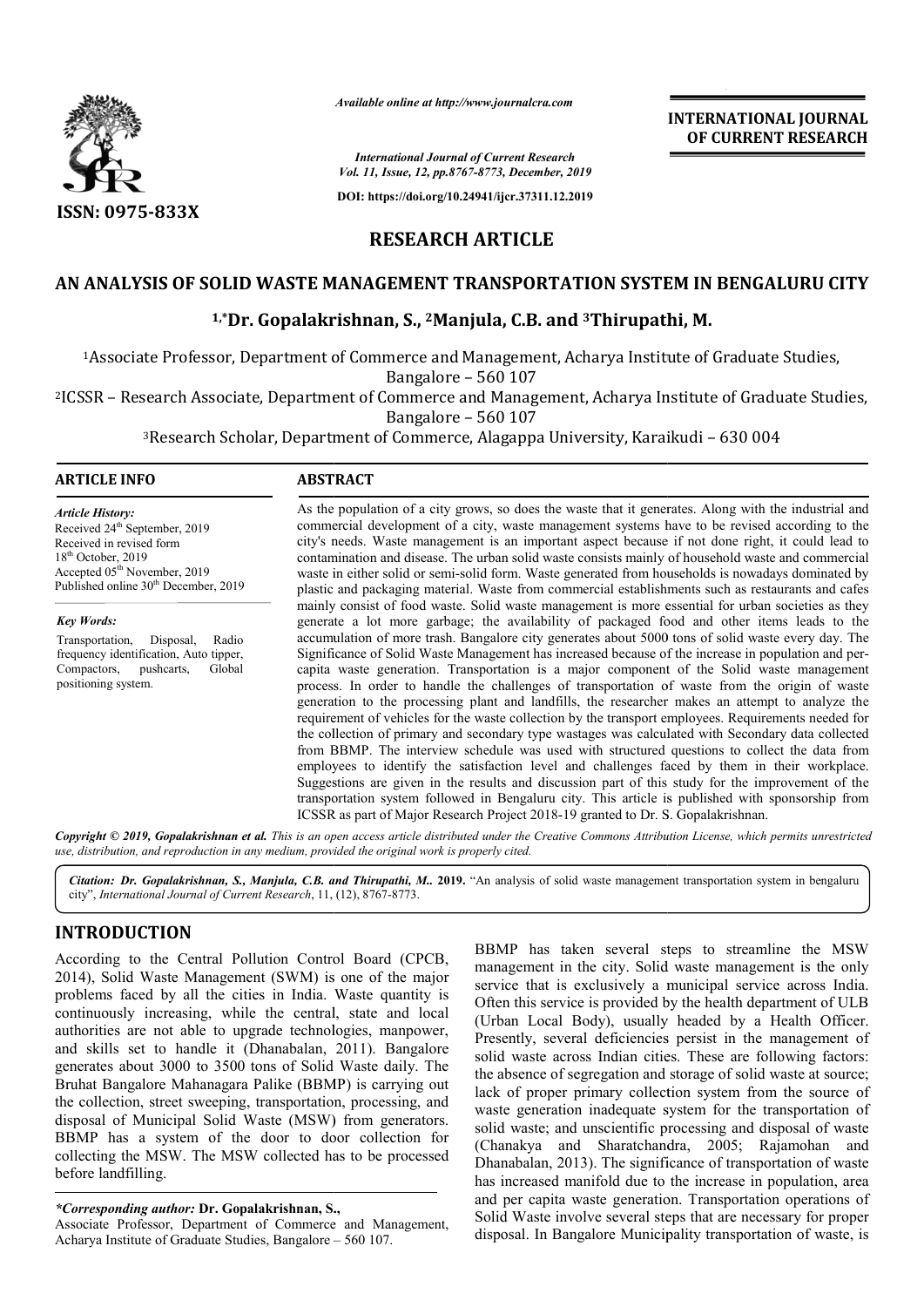*Available online at http://www.journalcra.com*

*International Journal of Current Research*
*Vol. 11, Issue, 12, pp.8767-8773, December, 2019*

**DOI: https://doi.org/10.24941/ijcr.37311.12.2019**

**ISSN: 0975-833X**

**INTERNATIONAL JOURNAL OF CURRENT RESEARCH**

# RESEARCH ARTICLE

# AN ANALYSIS OF SOLID WASTE MANAGEMENT TRANSPORTATION SYSTEM IN BENGALURU CITY

**[1,*]Dr. Gopalakrishnan, S., [2]Manjula, C.B. and [3]Thirupathi, M.**

[1]Associate Professor, Department of Commerce and Management, Acharya Institute of Graduate Studies, Bangalore – 560 107

[2]ICSSR – Research Associate, Department of Commerce and Management, Acharya Institute of Graduate Studies, Bangalore – 560 107

[3]Research Scholar, Department of Commerce, Alagappa University, Karaikudi – 630 004

## ARTICLE INFO

*Article History:*
Received 24th September, 2019
Received in revised form
18th October, 2019
Accepted 05th November, 2019
Published online 30th December, 2019

*Key Words:*
Transportation, Disposal, Radio frequency identification, Auto tipper, Compactors, pushcarts, Global positioning system.

## ABSTRACT

As the population of a city grows, so does the waste that it generates. Along with the industrial and commercial development of a city, waste management systems have to be revised according to the city's needs. Waste management is an important aspect because if not done right, it could lead to contamination and disease. The urban solid waste consists mainly of household waste and commercial waste in either solid or semi-solid form. Waste generated from households is nowadays dominated by plastic and packaging material. Waste from commercial establishments such as restaurants and cafes mainly consist of food waste. Solid waste management is more essential for urban societies as they generate a lot more garbage; the availability of packaged food and other items leads to the accumulation of more trash. Bangalore city generates about 5000 tons of solid waste every day. The Significance of Solid Waste Management has increased because of the increase in population and per-capita waste generation. Transportation is a major component of the Solid waste management process. In order to handle the challenges of transportation of waste from the origin of waste generation to the processing plant and landfills, the researcher makes an attempt to analyze the requirement of vehicles for the waste collection by the transport employees. Requirements needed for the collection of primary and secondary type wastages was calculated with Secondary data collected from BBMP. The interview schedule was used with structured questions to collect the data from employees to identify the satisfaction level and challenges faced by them in their workplace. Suggestions are given in the results and discussion part of this study for the improvement of the transportation system followed in Bengaluru city. This article is published with sponsorship from ICSSR as part of Major Research Project 2018-19 granted to Dr. S. Gopalakrishnan.

***Copyright © 2019, Gopalakrishnan et al.** This is an open access article distributed under the Creative Commons Attribution License, which permits unrestricted use, distribution, and reproduction in any medium, provided the original work is properly cited.*

***Citation: Dr. Gopalakrishnan, S., Manjula, C.B. and Thirupathi, M.. 2019.** "An analysis of solid waste management transportation system in bengaluru city", International Journal of Current Research, 11, (12), 8767-8773.*

## INTRODUCTION

According to the Central Pollution Control Board (CPCB, 2014), Solid Waste Management (SWM) is one of the major problems faced by all the cities in India. Waste quantity is continuously increasing, while the central, state and local authorities are not able to upgrade technologies, manpower, and skills set to handle it (Dhanabalan, 2011). Bangalore generates about 3000 to 3500 tons of Solid Waste daily. The Bruhat Bangalore Mahanagara Palike (BBMP) is carrying out the collection, street sweeping, transportation, processing, and disposal of Municipal Solid Waste (MSW) from generators. BBMP has a system of the door to door collection for collecting the MSW. The MSW collected has to be processed before landfilling. BBMP has taken several steps to streamline the MSW management in the city. Solid waste management is the only service that is exclusively a municipal service across India. Often this service is provided by the health department of ULB (Urban Local Body), usually headed by a Health Officer. Presently, several deficiencies persist in the management of solid waste across Indian cities. These are following factors: the absence of segregation and storage of solid waste at source; lack of proper primary collection system from the source of waste generation inadequate system for the transportation of solid waste; and unscientific processing and disposal of waste (Chanakya and Sharatchandra, 2005; Rajamohan and Dhanabalan, 2013). The significance of transportation of waste has increased manifold due to the increase in population, area and per capita waste generation. Transportation operations of Solid Waste involve several steps that are necessary for proper disposal. In Bangalore Municipality transportation of waste, is

*\*Corresponding author:* **Dr. Gopalakrishnan, S.,**
Associate Professor, Department of Commerce and Management, Acharya Institute of Graduate Studies, Bangalore – 560 107.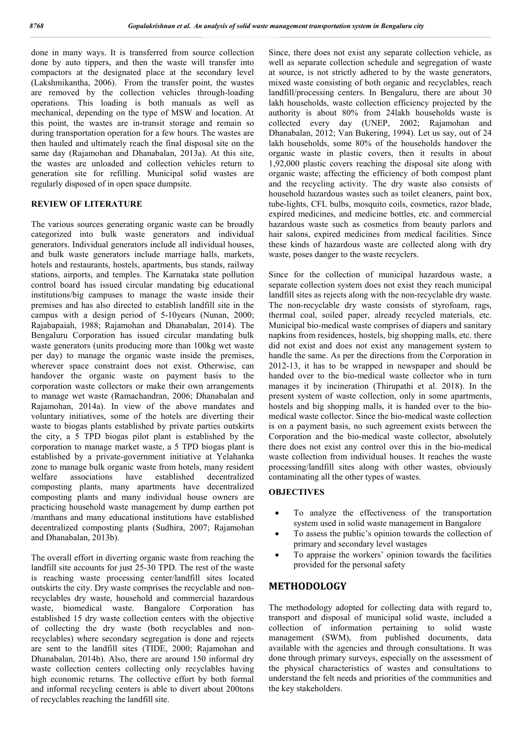done in many ways. It is transferred from source collection done by auto tippers, and then the waste will transfer into compactors at the designated place at the secondary level (Lakshmikantha, 2006). From the transfer point, the wastes are removed by the collection vehicles through-loading operations. This loading is both manuals as well as mechanical, depending on the type of MSW and location. At this point, the wastes are in-transit storage and remain so during transportation operation for a few hours. The wastes are then hauled and ultimately reach the final disposal site on the same day (Rajamohan and Dhanabalan, 2013a). At this site, the wastes are unloaded and collection vehicles return to generation site for refilling. Municipal solid wastes are regularly disposed of in open space dumpsite.

## REVIEW OF LITERATURE

The various sources generating organic waste can be broadly categorized into bulk waste generators and individual generators. Individual generators include all individual houses, and bulk waste generators include marriage halls, markets, hotels and restaurants, hostels, apartments, bus stands, railway stations, airports, and temples. The Karnataka state pollution control board has issued circular mandating big educational institutions/big campuses to manage the waste inside their premises and has also directed to establish landfill site in the campus with a design period of 5-10years (Nunan, 2000; Rajabapaiah, 1988; Rajamohan and Dhanabalan, 2014). The Bengaluru Corporation has issued circular mandating bulk waste generators (units producing more than 100kg wet waste per day) to manage the organic waste inside the premises, wherever space constraint does not exist. Otherwise, can handover the organic waste on payment basis to the corporation waste collectors or make their own arrangements to manage wet waste (Ramachandran, 2006; Dhanabalan and Rajamohan, 2014a). In view of the above mandates and voluntary initiatives, some of the hotels are diverting their waste to biogas plants established by private parties outskirts the city, a 5 TPD biogas pilot plant is established by the corporation to manage market waste, a 5 TPD biogas plant is established by a private-government initiative at Yelahanka zone to manage bulk organic waste from hotels, many resident welfare associations have established decentralized composting plants, many apartments have decentralized composting plants and many individual house owners are practicing household waste management by dump earthen pot /manthans and many educational institutions have established decentralized composting plants (Sudhira, 2007; Rajamohan and Dhanabalan, 2013b).

The overall effort in diverting organic waste from reaching the landfill site accounts for just 25-30 TPD. The rest of the waste is reaching waste processing center/landfill sites located outskirts the city. Dry waste comprises the recyclable and non-recyclables dry waste, household and commercial hazardous waste, biomedical waste. Bangalore Corporation has established 15 dry waste collection centers with the objective of collecting the dry waste (both recyclables and non-recyclables) where secondary segregation is done and rejects are sent to the landfill sites (TIDE, 2000; Rajamohan and Dhanabalan, 2014b). Also, there are around 150 informal dry waste collection centers collecting only recyclables having high economic returns. The collective effort by both formal and informal recycling centers is able to divert about 200tons of recyclables reaching the landfill site.

Since, there does not exist any separate collection vehicle, as well as separate collection schedule and segregation of waste at source, is not strictly adhered to by the waste generators, mixed waste consisting of both organic and recyclables, reach landfill/processing centers. In Bengaluru, there are about 30 lakh households, waste collection efficiency projected by the authority is about 80% from 24lakh households waste is collected every day (UNEP, 2002; Rajamohan and Dhanabalan, 2012; Van Bukering, 1994). Let us say, out of 24 lakh households, some 80% of the households handover the organic waste in plastic covers, then it results in about 1,92,000 plastic covers reaching the disposal site along with organic waste; affecting the efficiency of both compost plant and the recycling activity. The dry waste also consists of household hazardous wastes such as toilet cleaners, paint box, tube-lights, CFL bulbs, mosquito coils, cosmetics, razor blade, expired medicines, and medicine bottles, etc. and commercial hazardous waste such as cosmetics from beauty parlors and hair salons, expired medicines from medical facilities. Since these kinds of hazardous waste are collected along with dry waste, poses danger to the waste recyclers.

Since for the collection of municipal hazardous waste, a separate collection system does not exist they reach municipal landfill sites as rejects along with the non-recyclable dry waste. The non-recyclable dry waste consists of styrofoam, rags, thermal coal, soiled paper, already recycled materials, etc. Municipal bio-medical waste comprises of diapers and sanitary napkins from residences, hostels, big shopping malls, etc. there did not exist and does not exist any management system to handle the same. As per the directions from the Corporation in 2012-13, it has to be wrapped in newspaper and should be handed over to the bio-medical waste collector who in turn manages it by incineration (Thirupathi et al. 2018). In the present system of waste collection, only in some apartments, hostels and big shopping malls, it is handed over to the bio-medical waste collector. Since the bio-medical waste collection is on a payment basis, no such agreement exists between the Corporation and the bio-medical waste collector, absolutely there does not exist any control over this in the bio-medical waste collection from individual houses. It reaches the waste processing/landfill sites along with other wastes, obviously contaminating all the other types of wastes.

## OBJECTIVES

- To analyze the effectiveness of the transportation system used in solid waste management in Bangalore
- To assess the public's opinion towards the collection of primary and secondary level wastages
- To appraise the workers' opinion towards the facilities provided for the personal safety

## METHODOLOGY

The methodology adopted for collecting data with regard to, transport and disposal of municipal solid waste, included a collection of information pertaining to solid waste management (SWM), from published documents, data available with the agencies and through consultations. It was done through primary surveys, especially on the assessment of the physical characteristics of wastes and consultations to understand the felt needs and priorities of the communities and the key stakeholders.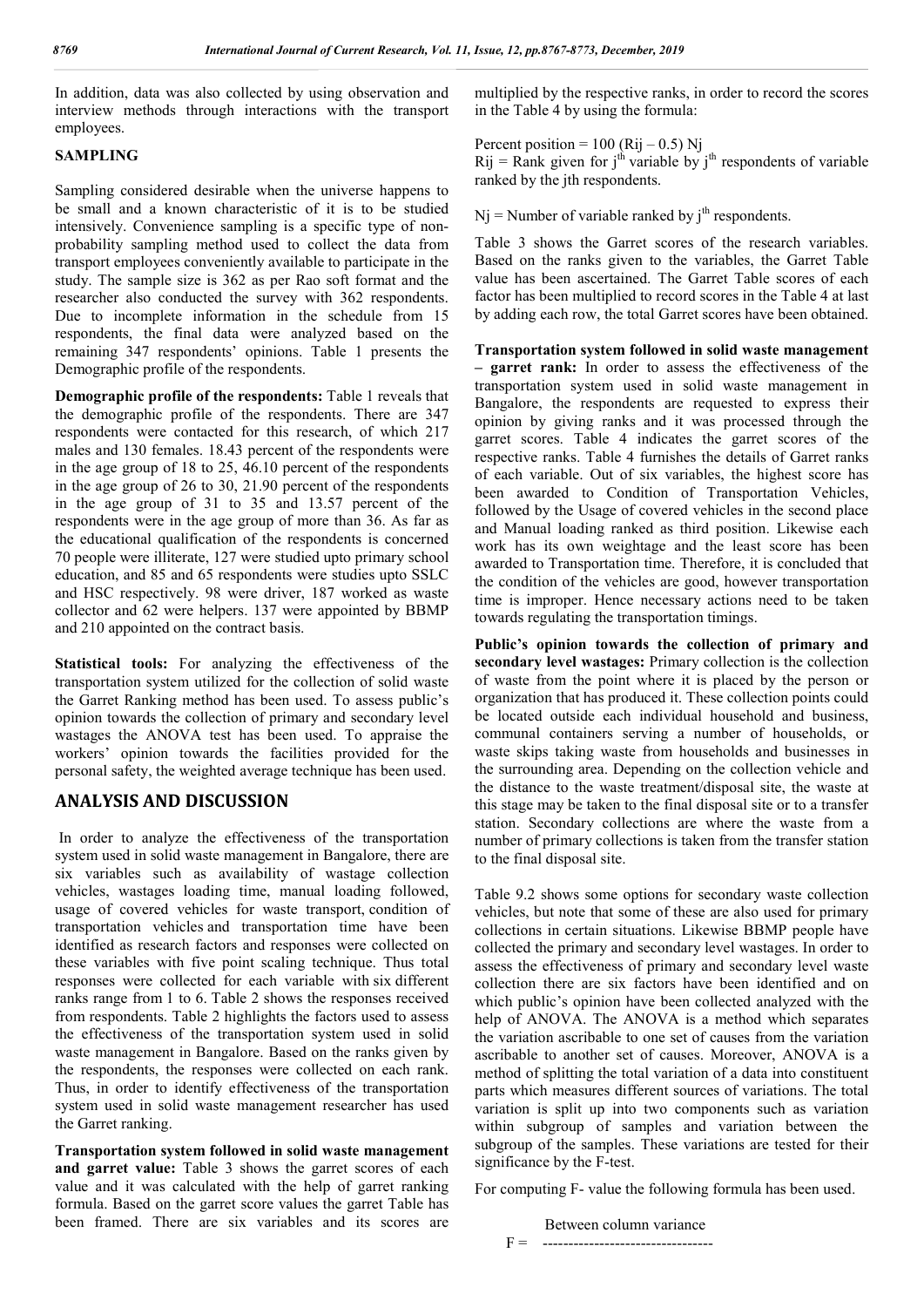In addition, data was also collected by using observation and interview methods through interactions with the transport employees.

## SAMPLING

Sampling considered desirable when the universe happens to be small and a known characteristic of it is to be studied intensively. Convenience sampling is a specific type of non-probability sampling method used to collect the data from transport employees conveniently available to participate in the study. The sample size is 362 as per Rao soft format and the researcher also conducted the survey with 362 respondents. Due to incomplete information in the schedule from 15 respondents, the final data were analyzed based on the remaining 347 respondents' opinions. Table 1 presents the Demographic profile of the respondents.

**Demographic profile of the respondents:** Table 1 reveals that the demographic profile of the respondents. There are 347 respondents were contacted for this research, of which 217 males and 130 females. 18.43 percent of the respondents were in the age group of 18 to 25, 46.10 percent of the respondents in the age group of 26 to 30, 21.90 percent of the respondents in the age group of 31 to 35 and 13.57 percent of the respondents were in the age group of more than 36. As far as the educational qualification of the respondents is concerned 70 people were illiterate, 127 were studied upto primary school education, and 85 and 65 respondents were studies upto SSLC and HSC respectively. 98 were driver, 187 worked as waste collector and 62 were helpers. 137 were appointed by BBMP and 210 appointed on the contract basis.

**Statistical tools:** For analyzing the effectiveness of the transportation system utilized for the collection of solid waste the Garret Ranking method has been used. To assess public's opinion towards the collection of primary and secondary level wastages the ANOVA test has been used. To appraise the workers' opinion towards the facilities provided for the personal safety, the weighted average technique has been used.

## ANALYSIS AND DISCUSSION

In order to analyze the effectiveness of the transportation system used in solid waste management in Bangalore, there are six variables such as availability of wastage collection vehicles, wastages loading time, manual loading followed, usage of covered vehicles for waste transport, condition of transportation vehicles and transportation time have been identified as research factors and responses were collected on these variables with five point scaling technique. Thus total responses were collected for each variable with six different ranks range from 1 to 6. Table 2 shows the responses received from respondents. Table 2 highlights the factors used to assess the effectiveness of the transportation system used in solid waste management in Bangalore. Based on the ranks given by the respondents, the responses were collected on each rank. Thus, in order to identify effectiveness of the transportation system used in solid waste management researcher has used the Garret ranking.

**Transportation system followed in solid waste management and garret value:** Table 3 shows the garret scores of each value and it was calculated with the help of garret ranking formula. Based on the garret score values the garret Table has been framed. There are six variables and its scores are multiplied by the respective ranks, in order to record the scores in the Table 4 by using the formula:

Percent position = 100 ($R_{ij}$ – 0.5) $N_j$
$R_{ij}$ = Rank given for $j^{th}$ variable by $j^{th}$ respondents of variable ranked by the jth respondents.

$N_j$ = Number of variable ranked by $j^{th}$ respondents.

Table 3 shows the Garret scores of the research variables. Based on the ranks given to the variables, the Garret Table value has been ascertained. The Garret Table scores of each factor has been multiplied to record scores in the Table 4 at last by adding each row, the total Garret scores have been obtained.

**Transportation system followed in solid waste management – garret rank:** In order to assess the effectiveness of the transportation system used in solid waste management in Bangalore, the respondents are requested to express their opinion by giving ranks and it was processed through the garret scores. Table 4 indicates the garret scores of the respective ranks. Table 4 furnishes the details of Garret ranks of each variable. Out of six variables, the highest score has been awarded to Condition of Transportation Vehicles, followed by the Usage of covered vehicles in the second place and Manual loading ranked as third position. Likewise each work has its own weightage and the least score has been awarded to Transportation time. Therefore, it is concluded that the condition of the vehicles are good, however transportation time is improper. Hence necessary actions need to be taken towards regulating the transportation timings.

**Public's opinion towards the collection of primary and secondary level wastages:** Primary collection is the collection of waste from the point where it is placed by the person or organization that has produced it. These collection points could be located outside each individual household and business, communal containers serving a number of households, or waste skips taking waste from households and businesses in the surrounding area. Depending on the collection vehicle and the distance to the waste treatment/disposal site, the waste at this stage may be taken to the final disposal site or to a transfer station. Secondary collections are where the waste from a number of primary collections is taken from the transfer station to the final disposal site.

Table 9.2 shows some options for secondary waste collection vehicles, but note that some of these are also used for primary collections in certain situations. Likewise BBMP people have collected the primary and secondary level wastages. In order to assess the effectiveness of primary and secondary level waste collection there are six factors have been identified and on which public's opinion have been collected analyzed with the help of ANOVA. The ANOVA is a method which separates the variation ascribable to one set of causes from the variation ascribable to another set of causes. Moreover, ANOVA is a method of splitting the total variation of a data into constituent parts which measures different sources of variations. The total variation is split up into two components such as variation within subgroup of samples and variation between the subgroup of the samples. These variations are tested for their significance by the F-test.

For computing F- value the following formula has been used.

F = Between column variance / ---------------------------------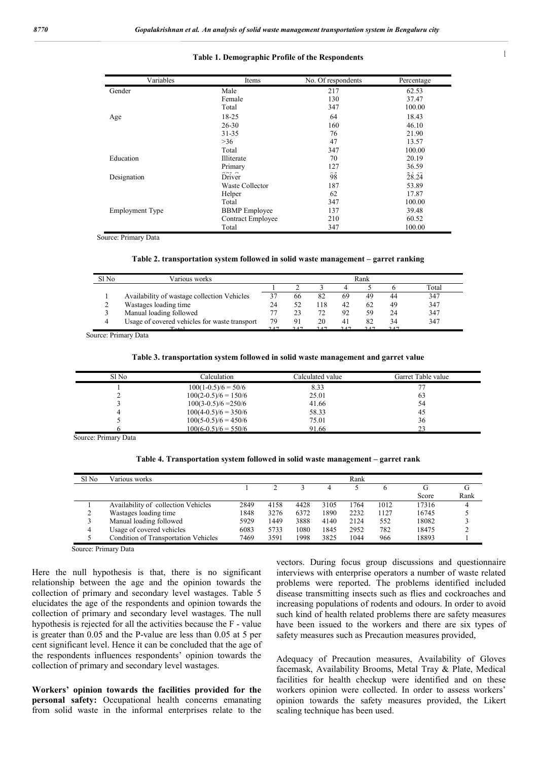**Table 1. Demographic Profile of the Respondents**

| Variables | Items | No. Of respondents | Percentage |
|---|---|---|---|
| Gender | Male | 217 | 62.53 |
| | Female | 130 | 37.47 |
| | Total | 347 | 100.00 |
| Age | 18-25 | 64 | 18.43 |
| | 26-30 | 160 | 46.10 |
| | 31-35 | 76 | 21.90 |
| | >36 | 47 | 13.57 |
| | Total | 347 | 100.00 |
| Education | Illiterate | 70 | 20.19 |
| | Primary | 127 | 36.59 |
| Designation | Driver | 98 | 28.24 |
| | Waste Collector | 187 | 53.89 |
| | Helper | 62 | 17.87 |
| | Total | 347 | 100.00 |
| Employment Type | BBMP Employee | 137 | 39.48 |
| | Contract Employee | 210 | 60.52 |
| | Total | 347 | 100.00 |

Source: Primary Data

**Table 2. transportation system followed in solid waste management – garret ranking**

| Sl No | Various works | Rank | | | | | | |
|---|---|---|---|---|---|---|---|---|
| | | 1 | 2 | 3 | 4 | 5 | 6 | Total |
| 1 | Availability of wastage collection Vehicles | 37 | 66 | 82 | 69 | 49 | 44 | 347 |
| 2 | Wastages loading time | 24 | 52 | 118 | 42 | 62 | 49 | 347 |
| 3 | Manual loading followed | 77 | 23 | 72 | 92 | 59 | 24 | 347 |
| 4 | Usage of covered vehicles for waste transport | 79 | 91 | 20 | 41 | 82 | 34 | 347 |
| | Total | 347 | 347 | 347 | 347 | 347 | 347 | |

Source: Primary Data

**Table 3. transportation system followed in solid waste management and garret value**

| Sl No | Calculation | Calculated value | Garret Table value |
|---|---|---|---|
| 1 | 100(1-0.5)/6 = 50/6 | 8.33 | 77 |
| 2 | 100(2-0.5)/6 = 150/6 | 25.01 | 63 |
| 3 | 100(3-0.5)/6 =250/6 | 41.66 | 54 |
| 4 | 100(4-0.5)/6 = 350/6 | 58.33 | 45 |
| 5 | 100(5-0.5)/6 = 450/6 | 75.01 | 36 |
| 6 | 100(6-0.5)/6 = 550/6 | 91.66 | 23 |

Source: Primary Data

**Table 4. Transportation system followed in solid waste management – garret rank**

| Sl No | Various works | Rank | | | | | | | |
|---|---|---|---|---|---|---|---|---|---|
| | | 1 | 2 | 3 | 4 | 5 | 6 | G Score | G Rank |
| 1 | Availability of collection Vehicles | 2849 | 4158 | 4428 | 3105 | 1764 | 1012 | 17316 | 4 |
| 2 | Wastages loading time | 1848 | 3276 | 6372 | 1890 | 2232 | 1127 | 16745 | 5 |
| 3 | Manual loading followed | 5929 | 1449 | 3888 | 4140 | 2124 | 552 | 18082 | 3 |
| 4 | Usage of covered vehicles | 6083 | 5733 | 1080 | 1845 | 2952 | 782 | 18475 | 2 |
| 5 | Condition of Transportation Vehicles | 7469 | 3591 | 1998 | 3825 | 1044 | 966 | 18893 | 1 |

Source: Primary Data

Here the null hypothesis is that, there is no significant relationship between the age and the opinion towards the collection of primary and secondary level wastages. Table 5 elucidates the age of the respondents and opinion towards the collection of primary and secondary level wastages. The null hypothesis is rejected for all the activities because the F - value is greater than 0.05 and the P-value are less than 0.05 at 5 per cent significant level. Hence it can be concluded that the age of the respondents influences respondents' opinion towards the collection of primary and secondary level wastages.

**Workers' opinion towards the facilities provided for the personal safety:** Occupational health concerns emanating from solid waste in the informal enterprises relate to the vectors. During focus group discussions and questionnaire interviews with enterprise operators a number of waste related problems were reported. The problems identified included disease transmitting insects such as flies and cockroaches and increasing populations of rodents and odours. In order to avoid such kind of health related problems there are safety measures have been issued to the workers and there are six types of safety measures such as Precaution measures provided,

Adequacy of Precaution measures, Availability of Gloves facemask, Availability Brooms, Metal Tray & Plate, Medical facilities for health checkup were identified and on these workers opinion were collected. In order to assess workers' opinion towards the safety measures provided, the Likert scaling technique has been used.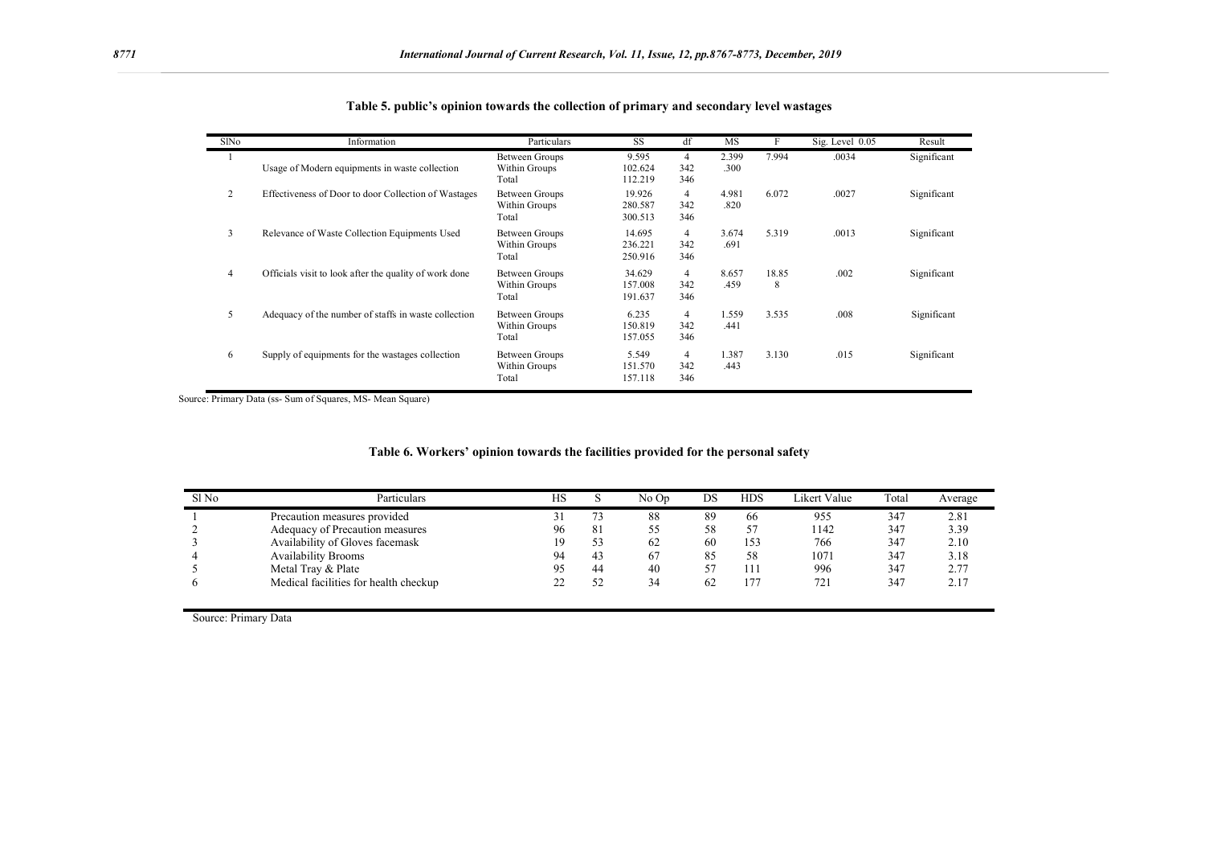**Table 5. public's opinion towards the collection of primary and secondary level wastages**

| SlNo | Information | Particulars | SS | df | MS | F | Sig. Level 0.05 | Result |
|---|---|---|---|---|---|---|---|---|
| 1 | Usage of Modern equipments in waste collection | Between Groups | 9.595 | 4 | 2.399 | 7.994 | .0034 | Significant |
| | | Within Groups | 102.624 | 342 | .300 | | | |
| | | Total | 112.219 | 346 | | | | |
| 2 | Effectiveness of Door to door Collection of Wastages | Between Groups | 19.926 | 4 | 4.981 | 6.072 | .0027 | Significant |
| | | Within Groups | 280.587 | 342 | .820 | | | |
| | | Total | 300.513 | 346 | | | | |
| 3 | Relevance of Waste Collection Equipments Used | Between Groups | 14.695 | 4 | 3.674 | 5.319 | .0013 | Significant |
| | | Within Groups | 236.221 | 342 | .691 | | | |
| | | Total | 250.916 | 346 | | | | |
| 4 | Officials visit to look after the quality of work done | Between Groups | 34.629 | 4 | 8.657 | 18.858 | .002 | Significant |
| | | Within Groups | 157.008 | 342 | .459 | | | |
| | | Total | 191.637 | 346 | | | | |
| 5 | Adequacy of the number of staffs in waste collection | Between Groups | 6.235 | 4 | 1.559 | 3.535 | .008 | Significant |
| | | Within Groups | 150.819 | 342 | .441 | | | |
| | | Total | 157.055 | 346 | | | | |
| 6 | Supply of equipments for the wastages collection | Between Groups | 5.549 | 4 | 1.387 | 3.130 | .015 | Significant |
| | | Within Groups | 151.570 | 342 | .443 | | | |
| | | Total | 157.118 | 346 | | | | |

Source: Primary Data (ss- Sum of Squares, MS- Mean Square)

**Table 6. Workers' opinion towards the facilities provided for the personal safety**

| Sl No | Particulars | HS | S | No Op | DS | HDS | Likert Value | Total | Average |
|---|---|---|---|---|---|---|---|---|---|
| 1 | Precaution measures provided | 31 | 73 | 88 | 89 | 66 | 955 | 347 | 2.81 |
| 2 | Adequacy of Precaution measures | 96 | 81 | 55 | 58 | 57 | 1142 | 347 | 3.39 |
| 3 | Availability of Gloves facemask | 19 | 53 | 62 | 60 | 153 | 766 | 347 | 2.10 |
| 4 | Availability Brooms | 94 | 43 | 67 | 85 | 58 | 1071 | 347 | 3.18 |
| 5 | Metal Tray & Plate | 95 | 44 | 40 | 57 | 111 | 996 | 347 | 2.77 |
| 6 | Medical facilities for health checkup | 22 | 52 | 34 | 62 | 177 | 721 | 347 | 2.17 |

Source: Primary Data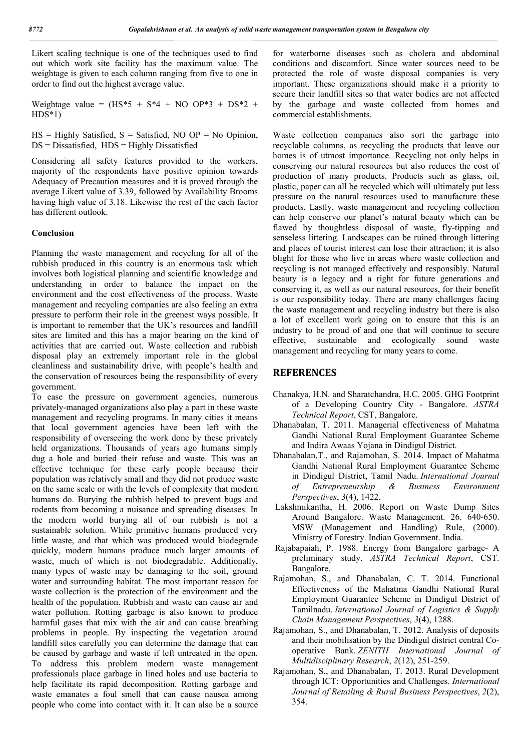Likert scaling technique is one of the techniques used to find out which work site facility has the maximum value. The weightage is given to each column ranging from five to one in order to find out the highest average value.

Weightage value = (HS*5 + S*4 + NO OP*3 + DS*2 + HDS*1)

HS = Highly Satisfied, S = Satisfied, NO OP = No Opinion, DS = Dissatisfied, HDS = Highly Dissatisfied

Considering all safety features provided to the workers, majority of the respondents have positive opinion towards Adequacy of Precaution measures and it is proved through the average Likert value of 3.39, followed by Availability Brooms having high value of 3.18. Likewise the rest of the each factor has different outlook.

### Conclusion

Planning the waste management and recycling for all of the rubbish produced in this country is an enormous task which involves both logistical planning and scientific knowledge and understanding in order to balance the impact on the environment and the cost effectiveness of the process. Waste management and recycling companies are also feeling an extra pressure to perform their role in the greenest ways possible. It is important to remember that the UK's resources and landfill sites are limited and this has a major bearing on the kind of activities that are carried out. Waste collection and rubbish disposal play an extremely important role in the global cleanliness and sustainability drive, with people's health and the conservation of resources being the responsibility of every government.

To ease the pressure on government agencies, numerous privately-managed organizations also play a part in these waste management and recycling programs. In many cities it means that local government agencies have been left with the responsibility of overseeing the work done by these privately held organizations. Thousands of years ago humans simply dug a hole and buried their refuse and waste. This was an effective technique for these early people because their population was relatively small and they did not produce waste on the same scale or with the levels of complexity that modern humans do. Burying the rubbish helped to prevent bugs and rodents from becoming a nuisance and spreading diseases. In the modern world burying all of our rubbish is not a sustainable solution. While primitive humans produced very little waste, and that which was produced would biodegrade quickly, modern humans produce much larger amounts of waste, much of which is not biodegradable. Additionally, many types of waste may be damaging to the soil, ground water and surrounding habitat. The most important reason for waste collection is the protection of the environment and the health of the population. Rubbish and waste can cause air and water pollution. Rotting garbage is also known to produce harmful gases that mix with the air and can cause breathing problems in people. By inspecting the vegetation around landfill sites carefully you can determine the damage that can be caused by garbage and waste if left untreated in the open. To address this problem modern waste management professionals place garbage in lined holes and use bacteria to help facilitate its rapid decomposition. Rotting garbage and waste emanates a foul smell that can cause nausea among people who come into contact with it. It can also be a source for waterborne diseases such as cholera and abdominal conditions and discomfort. Since water sources need to be protected the role of waste disposal companies is very important. These organizations should make it a priority to secure their landfill sites so that water bodies are not affected by the garbage and waste collected from homes and commercial establishments.

Waste collection companies also sort the garbage into recyclable columns, as recycling the products that leave our homes is of utmost importance. Recycling not only helps in conserving our natural resources but also reduces the cost of production of many products. Products such as glass, oil, plastic, paper can all be recycled which will ultimately put less pressure on the natural resources used to manufacture these products. Lastly, waste management and recycling collection can help conserve our planet's natural beauty which can be flawed by thoughtless disposal of waste, fly-tipping and senseless littering. Landscapes can be ruined through littering and places of tourist interest can lose their attraction; it is also blight for those who live in areas where waste collection and recycling is not managed effectively and responsibly. Natural beauty is a legacy and a right for future generations and conserving it, as well as our natural resources, for their benefit is our responsibility today. There are many challenges facing the waste management and recycling industry but there is also a lot of excellent work going on to ensure that this is an industry to be proud of and one that will continue to secure effective, sustainable and ecologically sound waste management and recycling for many years to come.

## REFERENCES

Chanakya, H.N. and Sharatchandra, H.C. 2005. GHG Footprint of a Developing Country City - Bangalore. *ASTRA Technical Report*, CST, Bangalore.

Dhanabalan, T. 2011. Managerial effectiveness of Mahatma Gandhi National Rural Employment Guarantee Scheme and Indira Awaas Yojana in Dindigul District.

Dhanabalan,T., and Rajamohan, S. 2014. Impact of Mahatma Gandhi National Rural Employment Guarantee Scheme in Dindigul District, Tamil Nadu. *International Journal of Entrepreneurship & Business Environment Perspectives*, *3*(4), 1422.

Lakshmikantha, H. 2006. Report on Waste Dump Sites Around Bangalore. Waste Management. 26. 640-650. MSW (Management and Handling) Rule, (2000). Ministry of Forestry. Indian Government. India.

Rajabapaiah, P. 1988. Energy from Bangalore garbage- A preliminary study. *ASTRA Technical Report*, CST. Bangalore.

Rajamohan, S., and Dhanabalan, C. T. 2014. Functional Effectiveness of the Mahatma Gandhi National Rural Employment Guarantee Scheme in Dindigul District of Tamilnadu. *International Journal of Logistics & Supply Chain Management Perspectives*, *3*(4), 1288.

Rajamohan, S., and Dhanabalan, T. 2012. Analysis of deposits and their mobilisation by the Dindigul district central Co-operative Bank. *ZENITH International Journal of Multidisciplinary Research*, *2*(12), 251-259.

Rajamohan, S., and Dhanabalan, T. 2013. Rural Development through ICT: Opportunities and Challenges. *International Journal of Retailing & Rural Business Perspectives*, *2*(2), 354.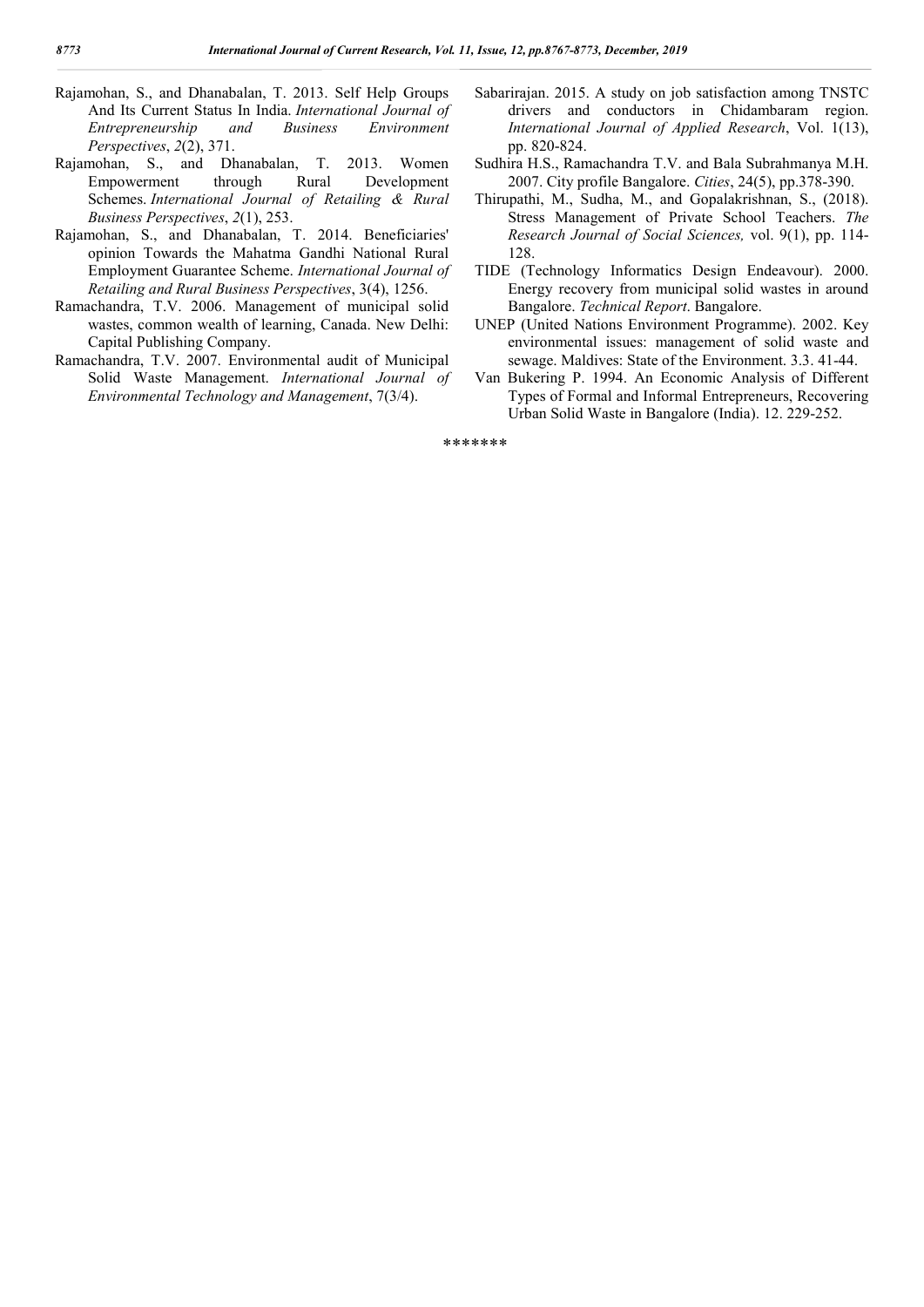Rajamohan, S., and Dhanabalan, T. 2013. Self Help Groups And Its Current Status In India. *International Journal of Entrepreneurship and Business Environment Perspectives*, *2*(2), 371.

Rajamohan, S., and Dhanabalan, T. 2013. Women Empowerment through Rural Development Schemes. *International Journal of Retailing & Rural Business Perspectives*, *2*(1), 253.

Rajamohan, S., and Dhanabalan, T. 2014. Beneficiaries' opinion Towards the Mahatma Gandhi National Rural Employment Guarantee Scheme. *International Journal of Retailing and Rural Business Perspectives*, 3(4), 1256.

Ramachandra, T.V. 2006. Management of municipal solid wastes, common wealth of learning, Canada. New Delhi: Capital Publishing Company.

Ramachandra, T.V. 2007. Environmental audit of Municipal Solid Waste Management. *International Journal of Environmental Technology and Management*, 7(3/4).

Sabarirajan. 2015. A study on job satisfaction among TNSTC drivers and conductors in Chidambaram region. *International Journal of Applied Research*, Vol. 1(13), pp. 820-824.

Sudhira H.S., Ramachandra T.V. and Bala Subrahmanya M.H. 2007. City profile Bangalore. *Cities*, 24(5), pp.378-390.

Thirupathi, M., Sudha, M., and Gopalakrishnan, S., (2018). Stress Management of Private School Teachers. *The Research Journal of Social Sciences,* vol. 9(1), pp. 114-128.

TIDE (Technology Informatics Design Endeavour). 2000. Energy recovery from municipal solid wastes in around Bangalore. *Technical Report*. Bangalore.

UNEP (United Nations Environment Programme). 2002. Key environmental issues: management of solid waste and sewage. Maldives: State of the Environment. 3.3. 41-44.

Van Bukering P. 1994. An Economic Analysis of Different Types of Formal and Informal Entrepreneurs, Recovering Urban Solid Waste in Bangalore (India). 12. 229-252.

*******